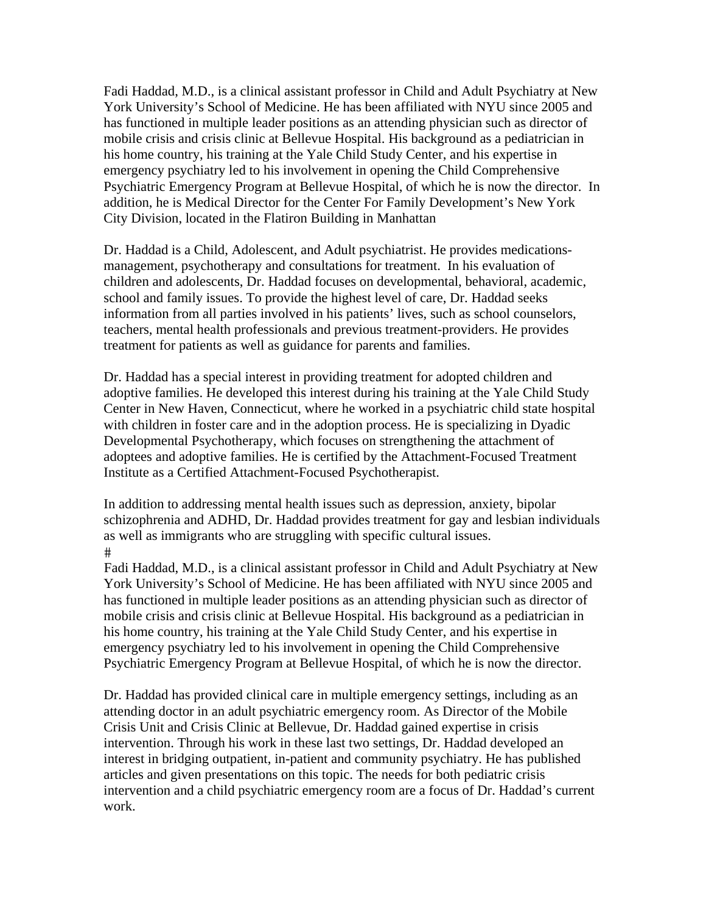Fadi Haddad, M.D., is a clinical assistant professor in Child and Adult Psychiatry at New York University's School of Medicine. He has been affiliated with NYU since 2005 and has functioned in multiple leader positions as an attending physician such as director of mobile crisis and crisis clinic at Bellevue Hospital. His background as a pediatrician in his home country, his training at the Yale Child Study Center, and his expertise in emergency psychiatry led to his involvement in opening the Child Comprehensive Psychiatric Emergency Program at Bellevue Hospital, of which he is now the director. In addition, he is Medical Director for the Center For Family Development's New York City Division, located in the Flatiron Building in Manhattan

Dr. Haddad is a Child, Adolescent, and Adult psychiatrist. He provides medications-management, psychotherapy and consultations for treatment. In his evaluation of children and adolescents, Dr. Haddad focuses on developmental, behavioral, academic, school and family issues. To provide the highest level of care, Dr. Haddad seeks information from all parties involved in his patients' lives, such as school counselors, teachers, mental health professionals and previous treatment-providers. He provides treatment for patients as well as guidance for parents and families.

Dr. Haddad has a special interest in providing treatment for adopted children and adoptive families. He developed this interest during his training at the Yale Child Study Center in New Haven, Connecticut, where he worked in a psychiatric child state hospital with children in foster care and in the adoption process. He is specializing in Dyadic Developmental Psychotherapy, which focuses on strengthening the attachment of adoptees and adoptive families. He is certified by the Attachment-Focused Treatment Institute as a Certified Attachment-Focused Psychotherapist.

In addition to addressing mental health issues such as depression, anxiety, bipolar schizophrenia and ADHD, Dr. Haddad provides treatment for gay and lesbian individuals as well as immigrants who are struggling with specific cultural issues.
#

Fadi Haddad, M.D., is a clinical assistant professor in Child and Adult Psychiatry at New York University's School of Medicine. He has been affiliated with NYU since 2005 and has functioned in multiple leader positions as an attending physician such as director of mobile crisis and crisis clinic at Bellevue Hospital. His background as a pediatrician in his home country, his training at the Yale Child Study Center, and his expertise in emergency psychiatry led to his involvement in opening the Child Comprehensive Psychiatric Emergency Program at Bellevue Hospital, of which he is now the director.

Dr. Haddad has provided clinical care in multiple emergency settings, including as an attending doctor in an adult psychiatric emergency room. As Director of the Mobile Crisis Unit and Crisis Clinic at Bellevue, Dr. Haddad gained expertise in crisis intervention. Through his work in these last two settings, Dr. Haddad developed an interest in bridging outpatient, in-patient and community psychiatry. He has published articles and given presentations on this topic. The needs for both pediatric crisis intervention and a child psychiatric emergency room are a focus of Dr. Haddad's current work.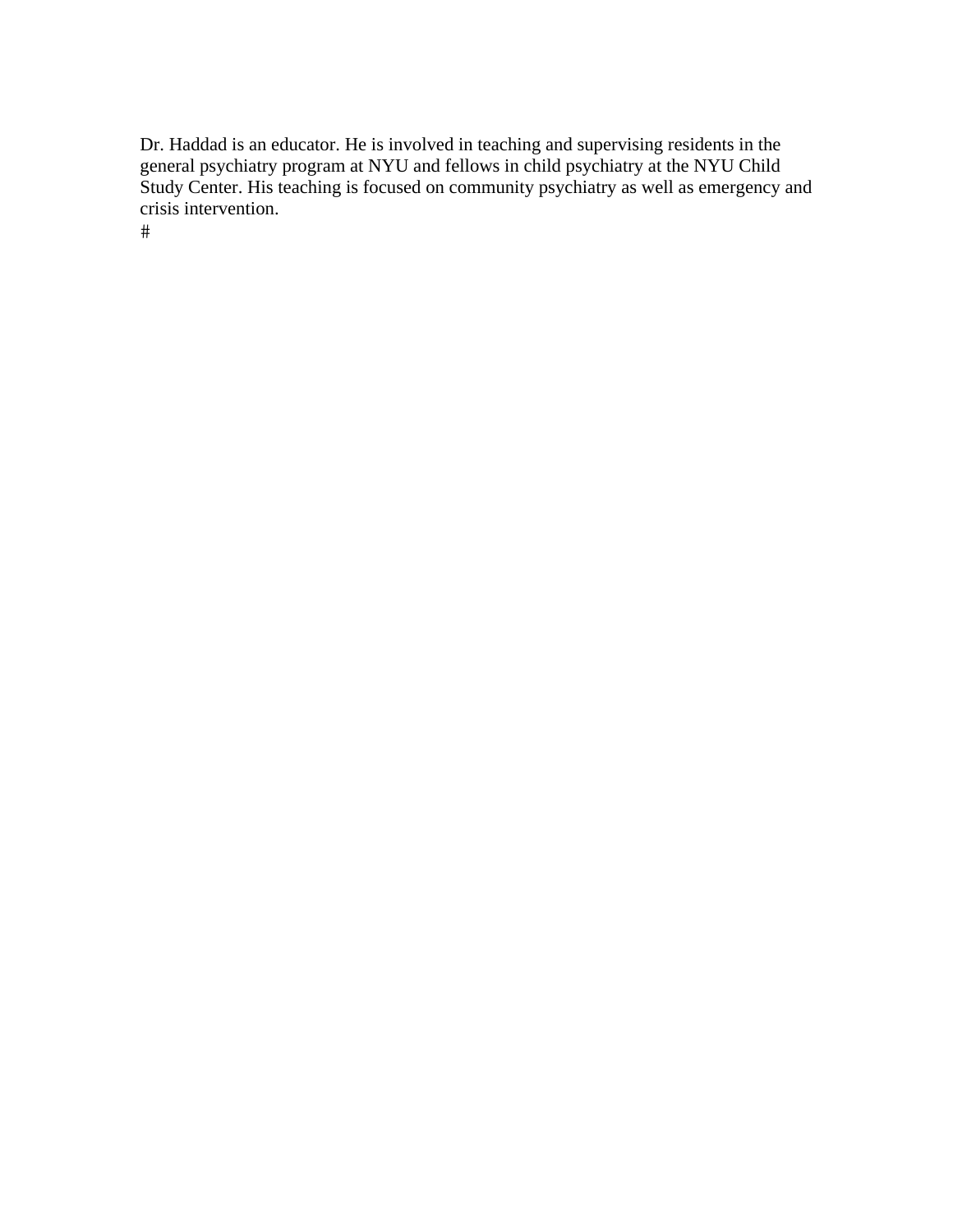Dr. Haddad is an educator. He is involved in teaching and supervising residents in the general psychiatry program at NYU and fellows in child psychiatry at the NYU Child Study Center. His teaching is focused on community psychiatry as well as emergency and crisis intervention.

#